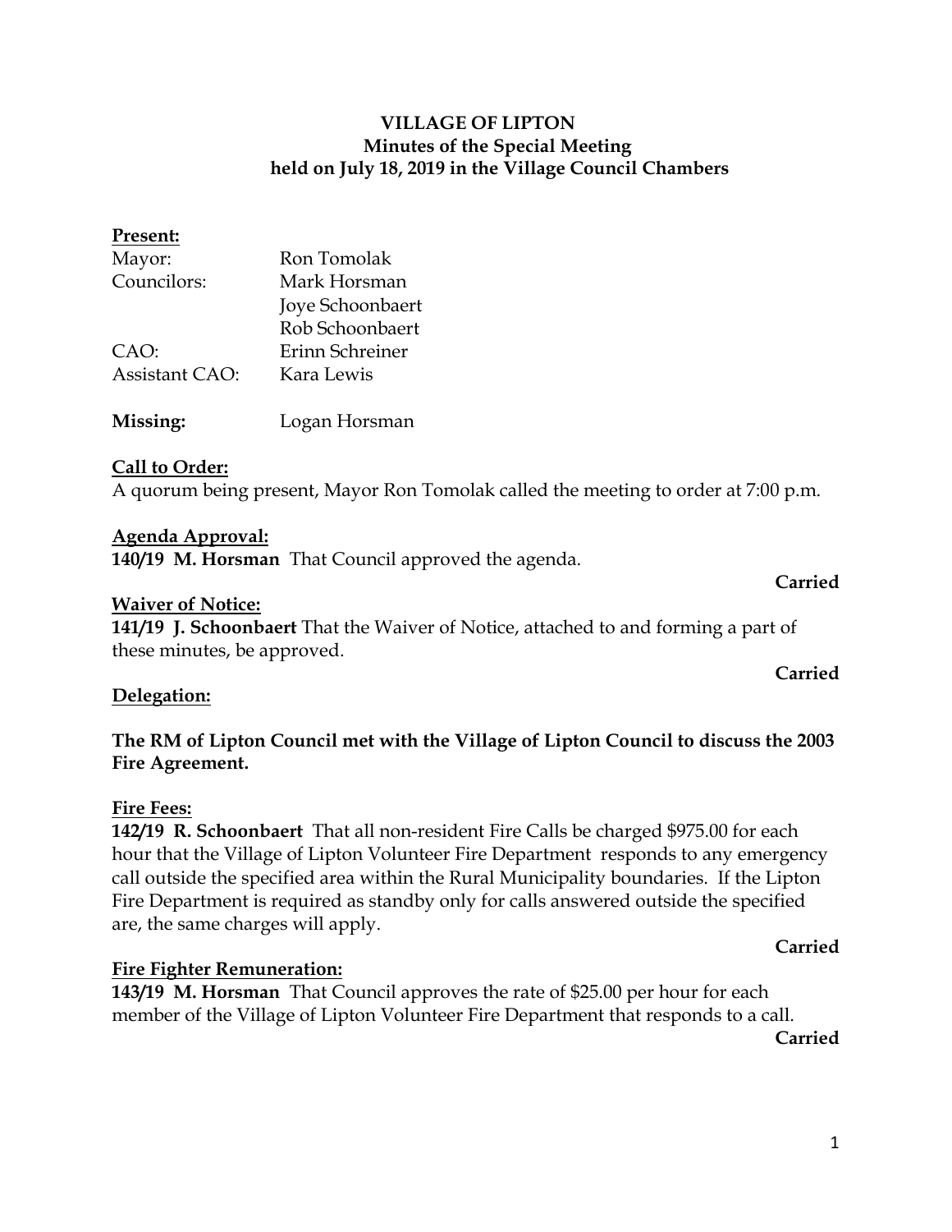# VILLAGE OF LIPTON
## Minutes of the Special Meeting
## held on July 18, 2019 in the Village Council Chambers

**Present:**

| | |
|---|---|
| Mayor: | Ron Tomolak |
| Councilors: | Mark Horsman |
| | Joye Schoonbaert |
| | Rob Schoonbaert |
| CAO: | Erinn Schreiner |
| Assistant CAO: | Kara Lewis |

**Missing:** Logan Horsman

**Call to Order:**
A quorum being present, Mayor Ron Tomolak called the meeting to order at 7:00 p.m.

**Agenda Approval:**
**140/19 M. Horsman** That Council approved the agenda.

**Carried**

**Waiver of Notice:**
**141/19 J. Schoonbaert** That the Waiver of Notice, attached to and forming a part of these minutes, be approved.

**Carried**

**Delegation:**

**The RM of Lipton Council met with the Village of Lipton Council to discuss the 2003 Fire Agreement.**

**Fire Fees:**
**142/19 R. Schoonbaert** That all non-resident Fire Calls be charged $975.00 for each hour that the Village of Lipton Volunteer Fire Department responds to any emergency call outside the specified area within the Rural Municipality boundaries. If the Lipton Fire Department is required as standby only for calls answered outside the specified are, the same charges will apply.

**Carried**

**Fire Fighter Remuneration:**
**143/19 M. Horsman** That Council approves the rate of $25.00 per hour for each member of the Village of Lipton Volunteer Fire Department that responds to a call.

**Carried**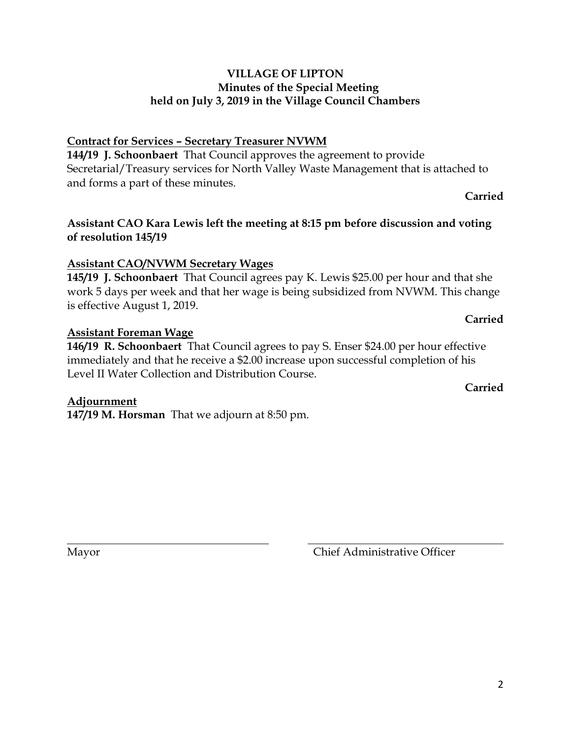**VILLAGE OF LIPTON**
**Minutes of the Special Meeting**
**held on July 3, 2019 in the Village Council Chambers**

**Contract for Services – Secretary Treasurer NVWM**

**144/19 J. Schoonbaert** That Council approves the agreement to provide Secretarial/Treasury services for North Valley Waste Management that is attached to and forms a part of these minutes.

**Carried**

**Assistant CAO Kara Lewis left the meeting at 8:15 pm before discussion and voting of resolution 145/19**

**Assistant CAO/NVWM Secretary Wages**

**145/19 J. Schoonbaert** That Council agrees pay K. Lewis $25.00 per hour and that she work 5 days per week and that her wage is being subsidized from NVWM. This change is effective August 1, 2019.

**Carried**

**Assistant Foreman Wage**

**146/19 R. Schoonbaert** That Council agrees to pay S. Enser $24.00 per hour effective immediately and that he receive a $2.00 increase upon successful completion of his Level II Water Collection and Distribution Course.

**Carried**

**Adjournment**

**147/19 M. Horsman** That we adjourn at 8:50 pm.

\_\_\_\_\_\_\_\_\_\_\_\_\_\_\_\_\_\_\_\_\_\_\_\_\_\_\_\_\_\_ \_\_\_\_\_\_\_\_\_\_\_\_\_\_\_\_\_\_\_\_\_\_\_\_\_\_\_\_\_\_

Mayor Chief Administrative Officer